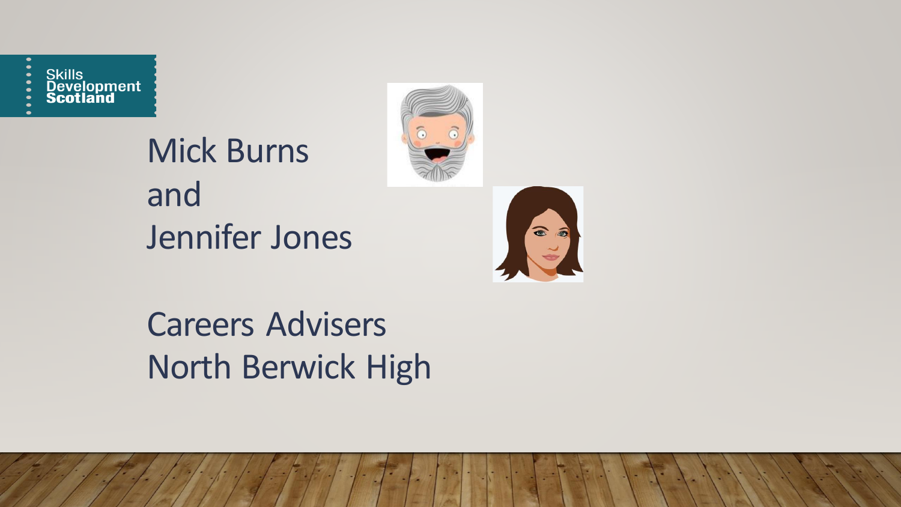Skills Development Scotland

# Mick Burns
# and
# Jennifer Jones

## Careers Advisers
## North Berwick High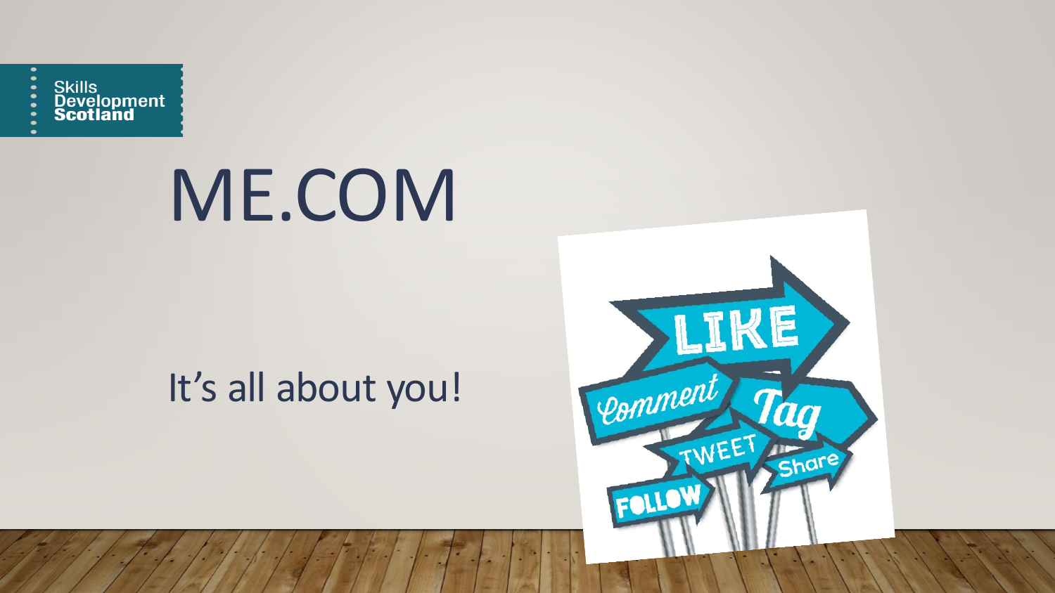# ME.COM

It's all about you!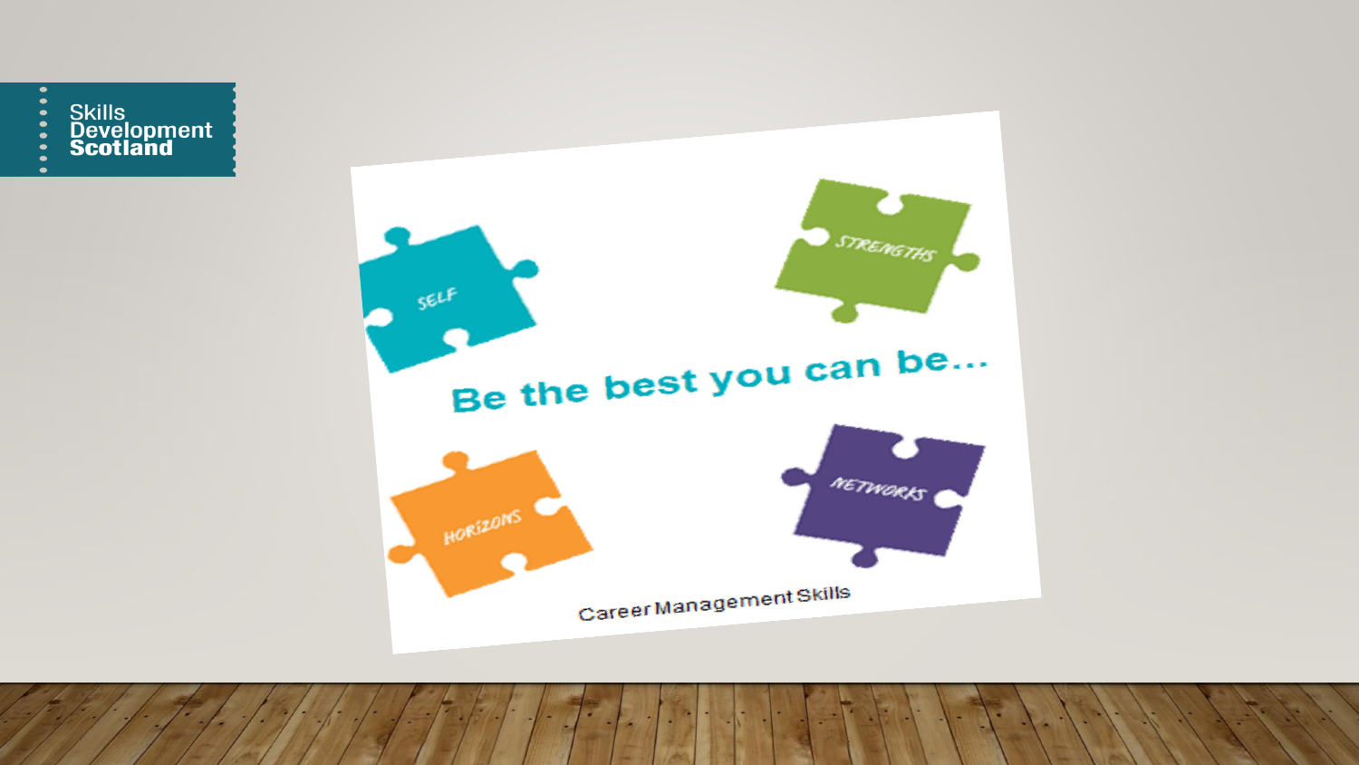Skills Development Scotland

SELF

STRENGTHS

Be the best you can be...

HORIZONS

NETWORKS

Career Management Skills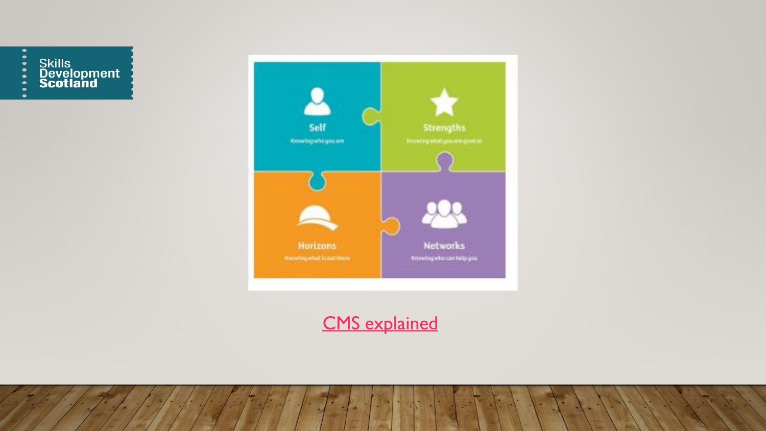Skills Development Scotland

Self

Knowing who you are

Strengths

Knowing what you are good at

Horizons

Knowing what is out there

Networks

Knowing who can help you

CMS explained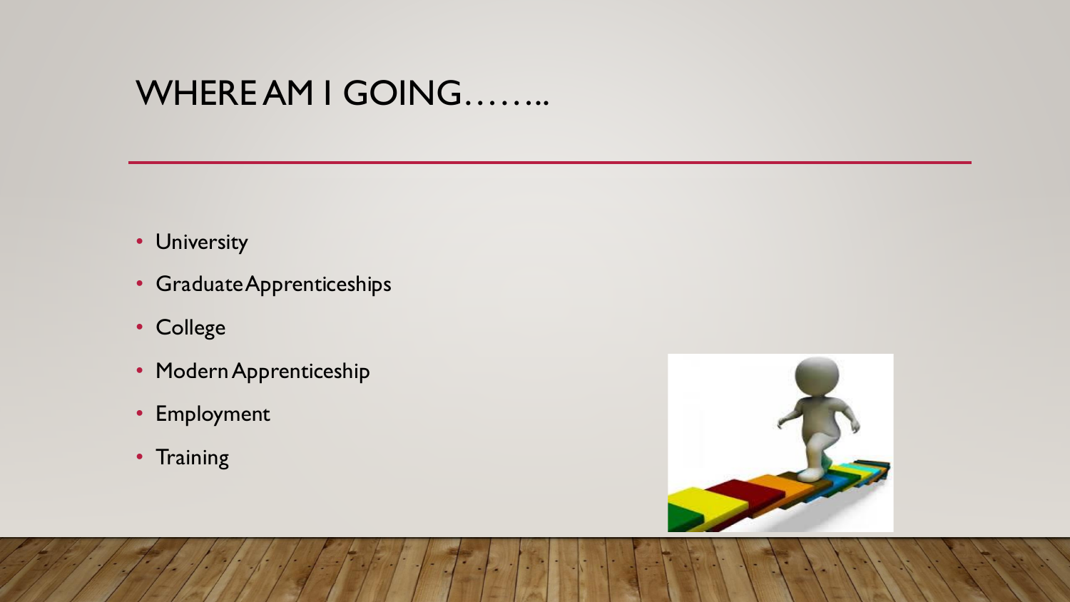# WHERE AM I GOING……..

- University
- Graduate Apprenticeships
- College
- Modern Apprenticeship
- Employment
- Training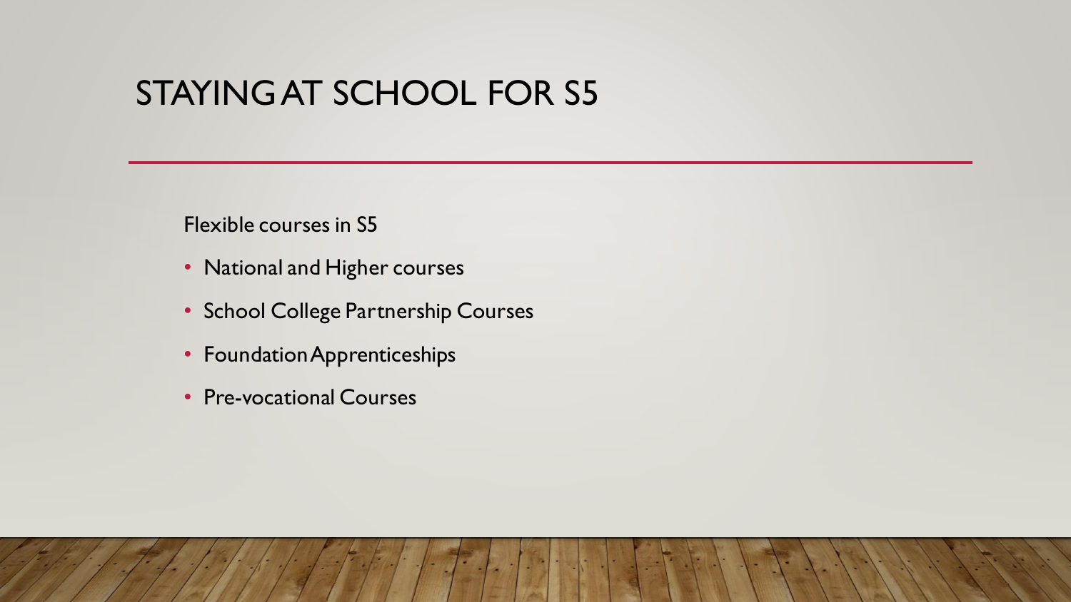# STAYING AT SCHOOL FOR S5

Flexible courses in S5

- National and Higher courses
- School College Partnership Courses
- Foundation Apprenticeships
- Pre-vocational Courses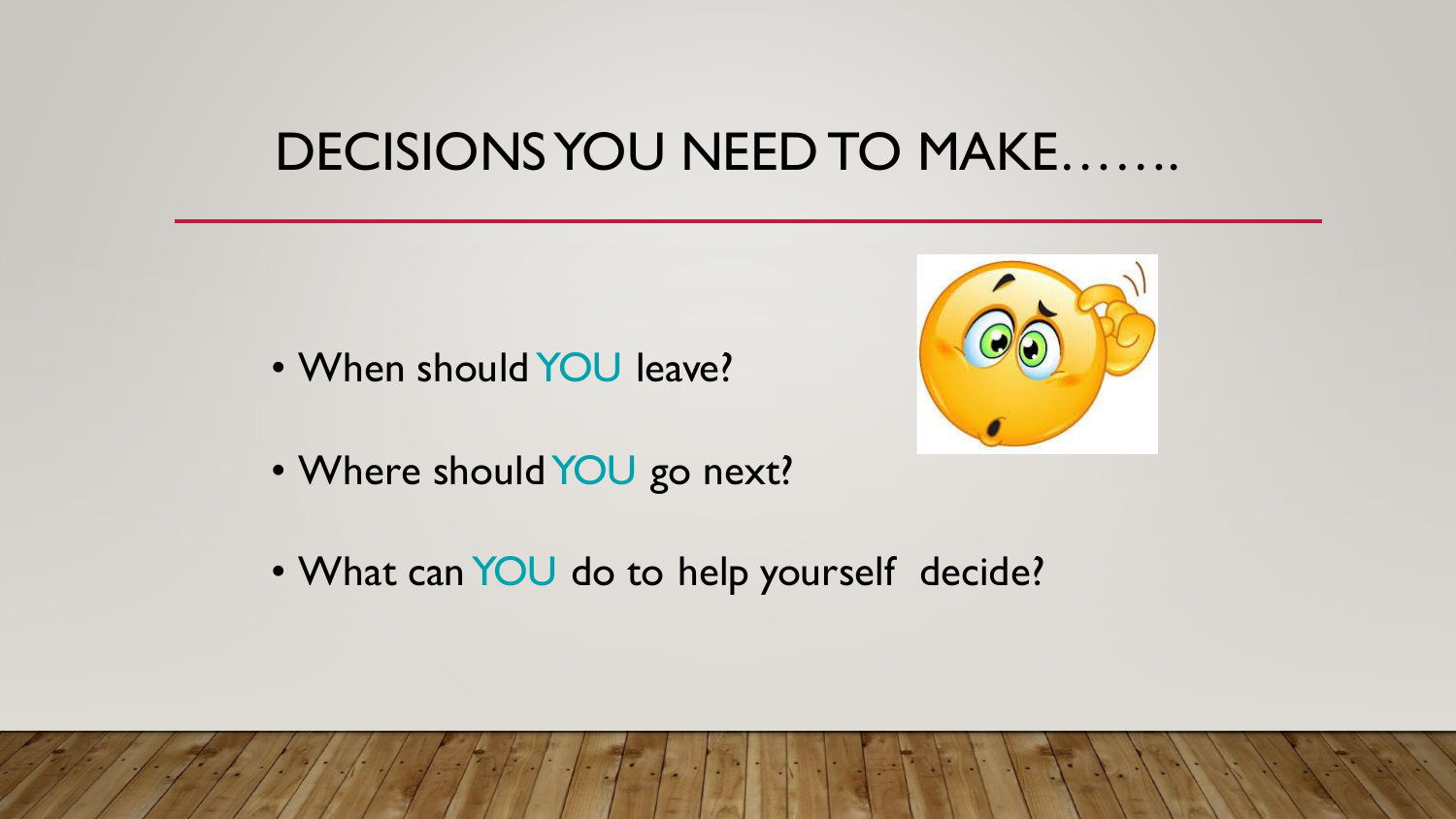# DECISIONS YOU NEED TO MAKE…….

- When should YOU leave?
- Where should YOU go next?
- What can YOU do to help yourself decide?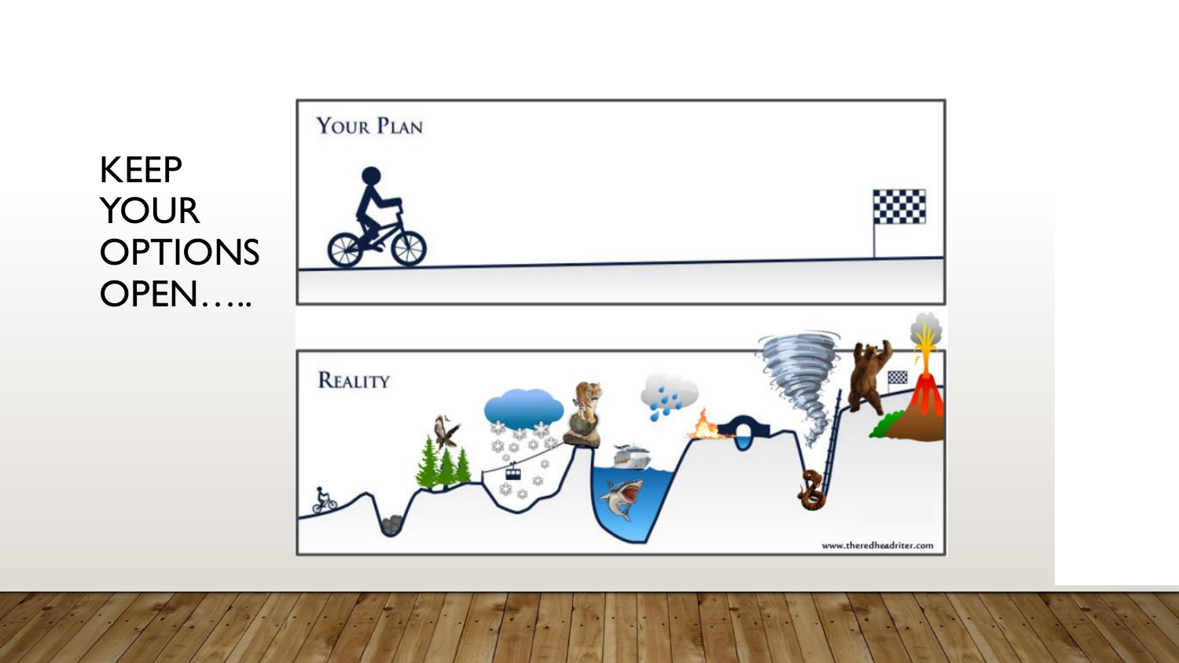# KEEP YOUR OPTIONS OPEN…..

YOUR PLAN

REALITY

www.theredheadriter.com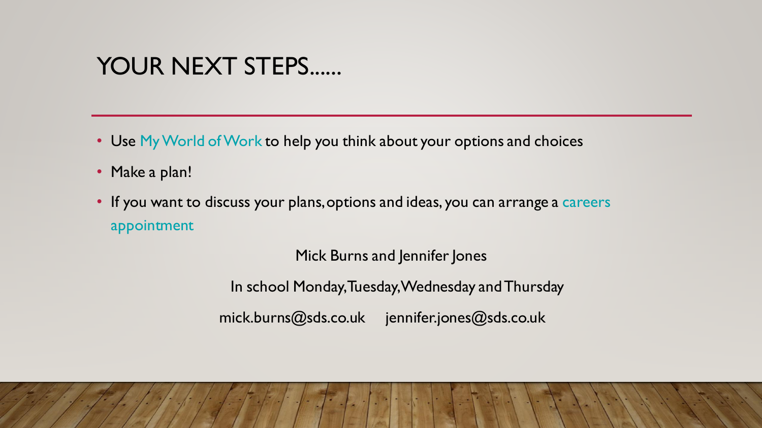# YOUR NEXT STEPS......

- Use My World of Work to help you think about your options and choices
- Make a plan!
- If you want to discuss your plans, options and ideas, you can arrange a careers appointment

Mick Burns and Jennifer Jones

In school Monday, Tuesday, Wednesday and Thursday

mick.burns@sds.co.uk jennifer.jones@sds.co.uk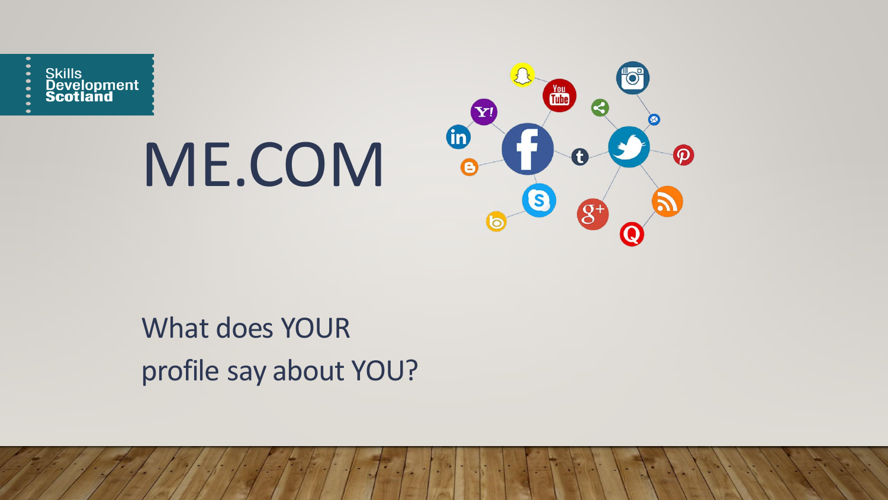# ME.COM

What does YOUR profile say about YOU?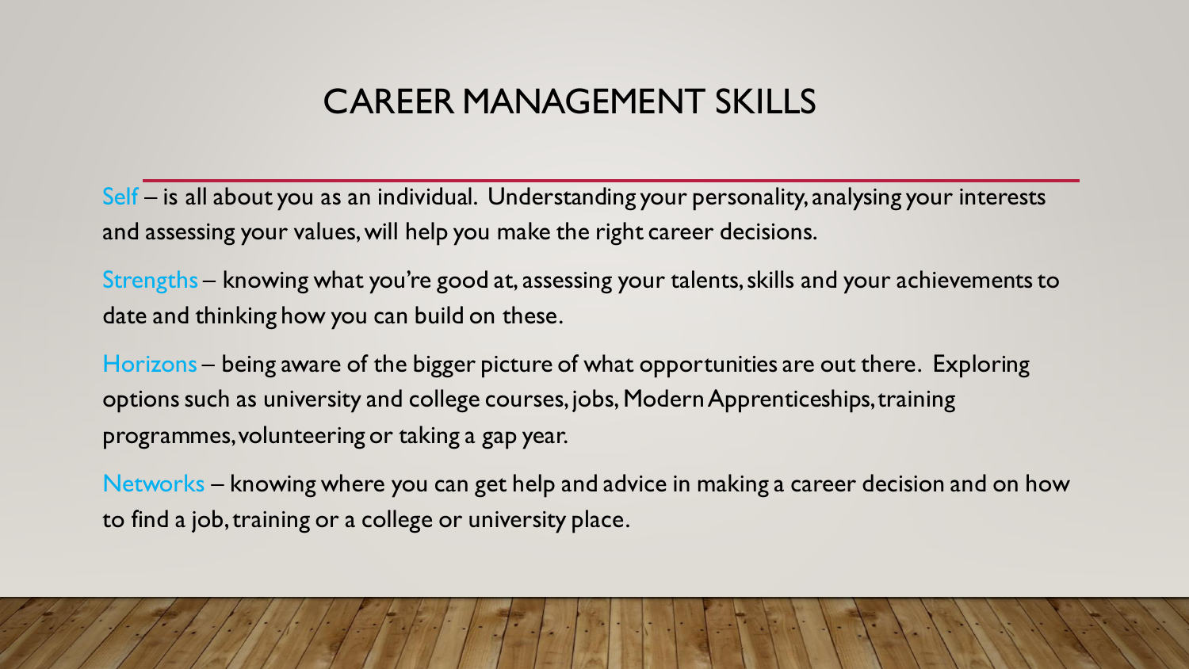# CAREER MANAGEMENT SKILLS

Self – is all about you as an individual. Understanding your personality, analysing your interests and assessing your values, will help you make the right career decisions.

Strengths – knowing what you're good at, assessing your talents, skills and your achievements to date and thinking how you can build on these.

Horizons – being aware of the bigger picture of what opportunities are out there. Exploring options such as university and college courses, jobs, Modern Apprenticeships, training programmes, volunteering or taking a gap year.

Networks – knowing where you can get help and advice in making a career decision and on how to find a job, training or a college or university place.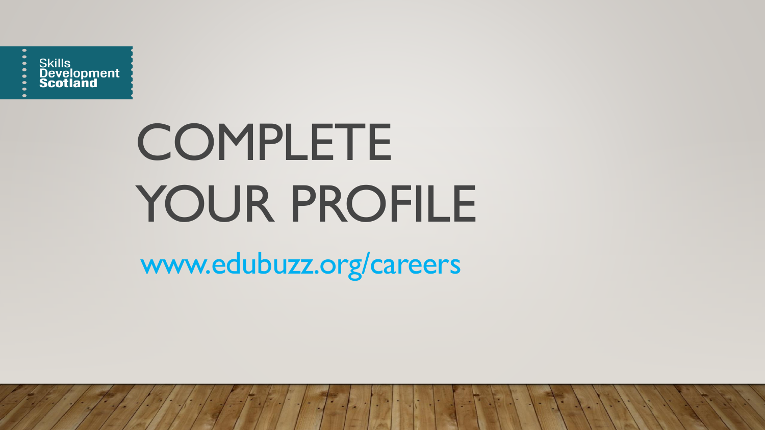Skills Development Scotland

# COMPLETE YOUR PROFILE

www.edubuzz.org/careers